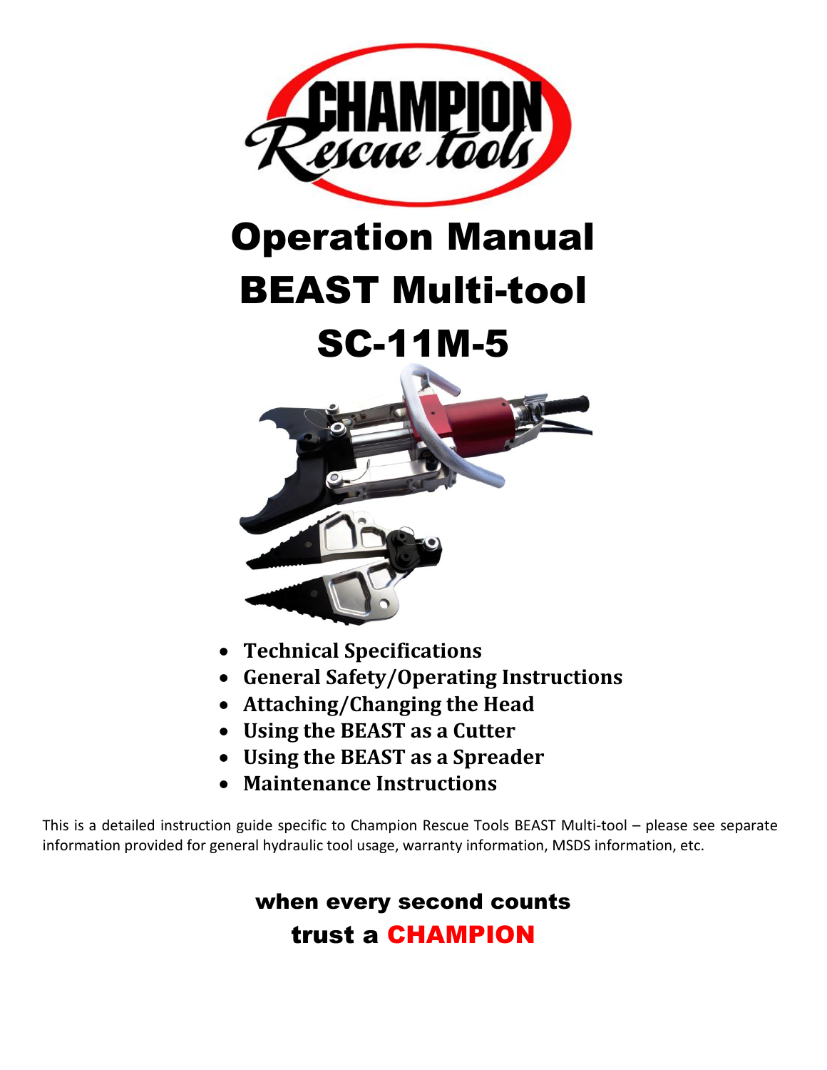# Operation Manual
# BEAST Multi-tool
# SC-11M-5

- **Technical Specifications**
- **General Safety/Operating Instructions**
- **Attaching/Changing the Head**
- **Using the BEAST as a Cutter**
- **Using the BEAST as a Spreader**
- **Maintenance Instructions**

This is a detailed instruction guide specific to Champion Rescue Tools BEAST Multi-tool – please see separate information provided for general hydraulic tool usage, warranty information, MSDS information, etc.

**when every second counts**
**trust a CHAMPION**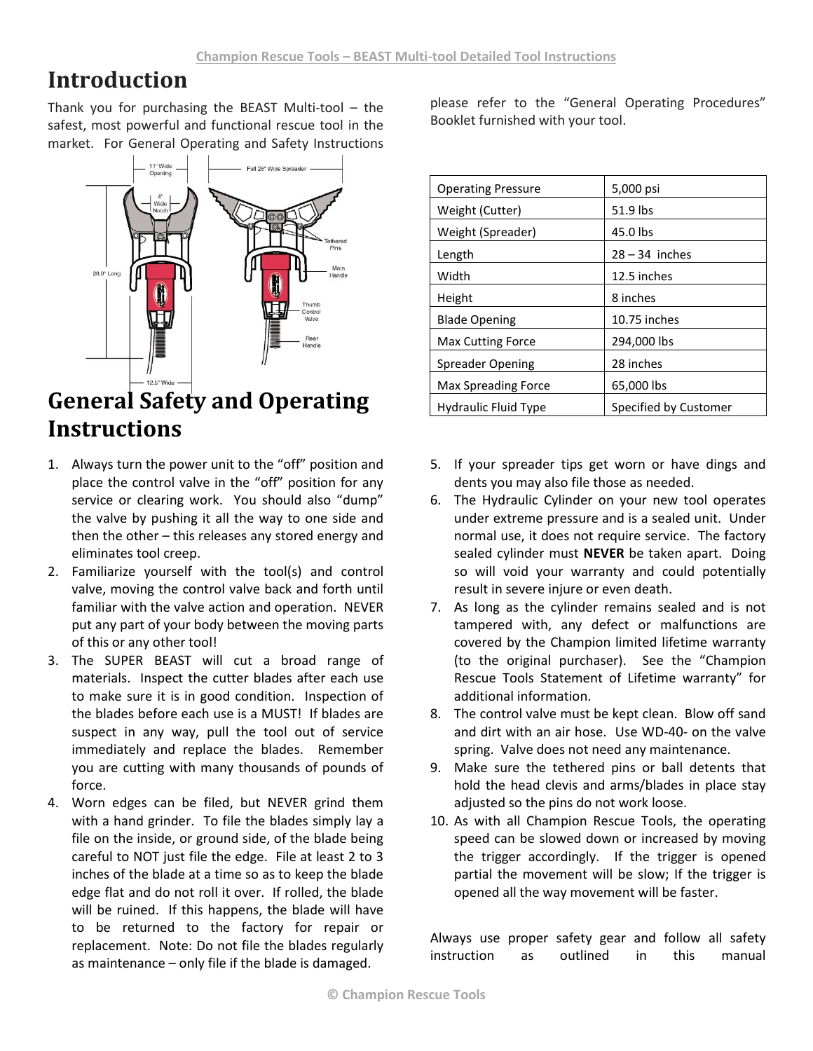# Introduction

Thank you for purchasing the BEAST Multi-tool – the safest, most powerful and functional rescue tool in the market. For General Operating and Safety Instructions please refer to the "General Operating Procedures" Booklet furnished with your tool.

| Operating Pressure | 5,000 psi |
|---|---|
| Weight (Cutter) | 51.9 lbs |
| Weight (Spreader) | 45.0 lbs |
| Length | 28 – 34 inches |
| Width | 12.5 inches |
| Height | 8 inches |
| Blade Opening | 10.75 inches |
| Max Cutting Force | 294,000 lbs |
| Spreader Opening | 28 inches |
| Max Spreading Force | 65,000 lbs |
| Hydraulic Fluid Type | Specified by Customer |

# General Safety and Operating Instructions

1. Always turn the power unit to the "off" position and place the control valve in the "off" position for any service or clearing work. You should also "dump" the valve by pushing it all the way to one side and then the other – this releases any stored energy and eliminates tool creep.
2. Familiarize yourself with the tool(s) and control valve, moving the control valve back and forth until familiar with the valve action and operation. NEVER put any part of your body between the moving parts of this or any other tool!
3. The SUPER BEAST will cut a broad range of materials. Inspect the cutter blades after each use to make sure it is in good condition. Inspection of the blades before each use is a MUST! If blades are suspect in any way, pull the tool out of service immediately and replace the blades. Remember you are cutting with many thousands of pounds of force.
4. Worn edges can be filed, but NEVER grind them with a hand grinder. To file the blades simply lay a file on the inside, or ground side, of the blade being careful to NOT just file the edge. File at least 2 to 3 inches of the blade at a time so as to keep the blade edge flat and do not roll it over. If rolled, the blade will be ruined. If this happens, the blade will have to be returned to the factory for repair or replacement. Note: Do not file the blades regularly as maintenance – only file if the blade is damaged.
5. If your spreader tips get worn or have dings and dents you may also file those as needed.
6. The Hydraulic Cylinder on your new tool operates under extreme pressure and is a sealed unit. Under normal use, it does not require service. The factory sealed cylinder must **NEVER** be taken apart. Doing so will void your warranty and could potentially result in severe injure or even death.
7. As long as the cylinder remains sealed and is not tampered with, any defect or malfunctions are covered by the Champion limited lifetime warranty (to the original purchaser). See the "Champion Rescue Tools Statement of Lifetime warranty" for additional information.
8. The control valve must be kept clean. Blow off sand and dirt with an air hose. Use WD-40- on the valve spring. Valve does not need any maintenance.
9. Make sure the tethered pins or ball detents that hold the head clevis and arms/blades in place stay adjusted so the pins do not work loose.
10. As with all Champion Rescue Tools, the operating speed can be slowed down or increased by moving the trigger accordingly. If the trigger is opened partial the movement will be slow; If the trigger is opened all the way movement will be faster.

Always use proper safety gear and follow all safety instruction as outlined in this manual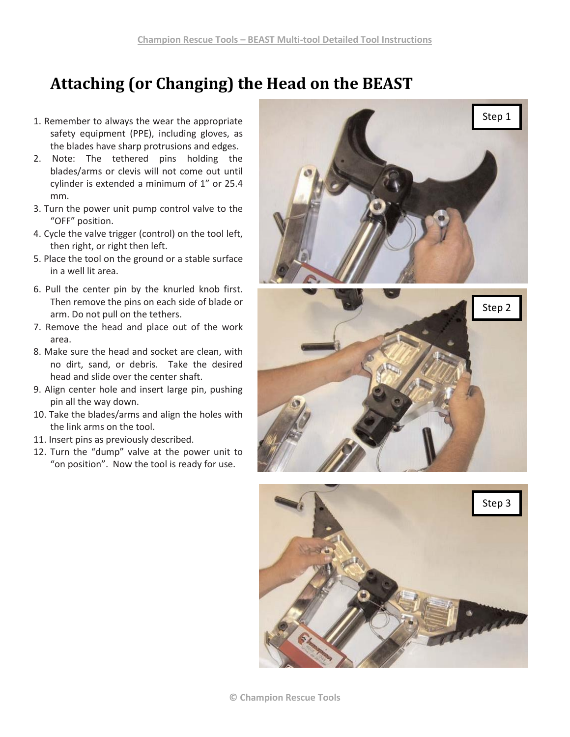# Attaching (or Changing) the Head on the BEAST

1. Remember to always the wear the appropriate safety equipment (PPE), including gloves, as the blades have sharp protrusions and edges.
2. Note: The tethered pins holding the blades/arms or clevis will not come out until cylinder is extended a minimum of 1" or 25.4 mm.
3. Turn the power unit pump control valve to the "OFF" position.
4. Cycle the valve trigger (control) on the tool left, then right, or right then left.
5. Place the tool on the ground or a stable surface in a well lit area.
6. Pull the center pin by the knurled knob first. Then remove the pins on each side of blade or arm. Do not pull on the tethers.
7. Remove the head and place out of the work area.
8. Make sure the head and socket are clean, with no dirt, sand, or debris. Take the desired head and slide over the center shaft.
9. Align center hole and insert large pin, pushing pin all the way down.
10. Take the blades/arms and align the holes with the link arms on the tool.
11. Insert pins as previously described.
12. Turn the "dump" valve at the power unit to "on position". Now the tool is ready for use.

Step 1

Step 2

Step 3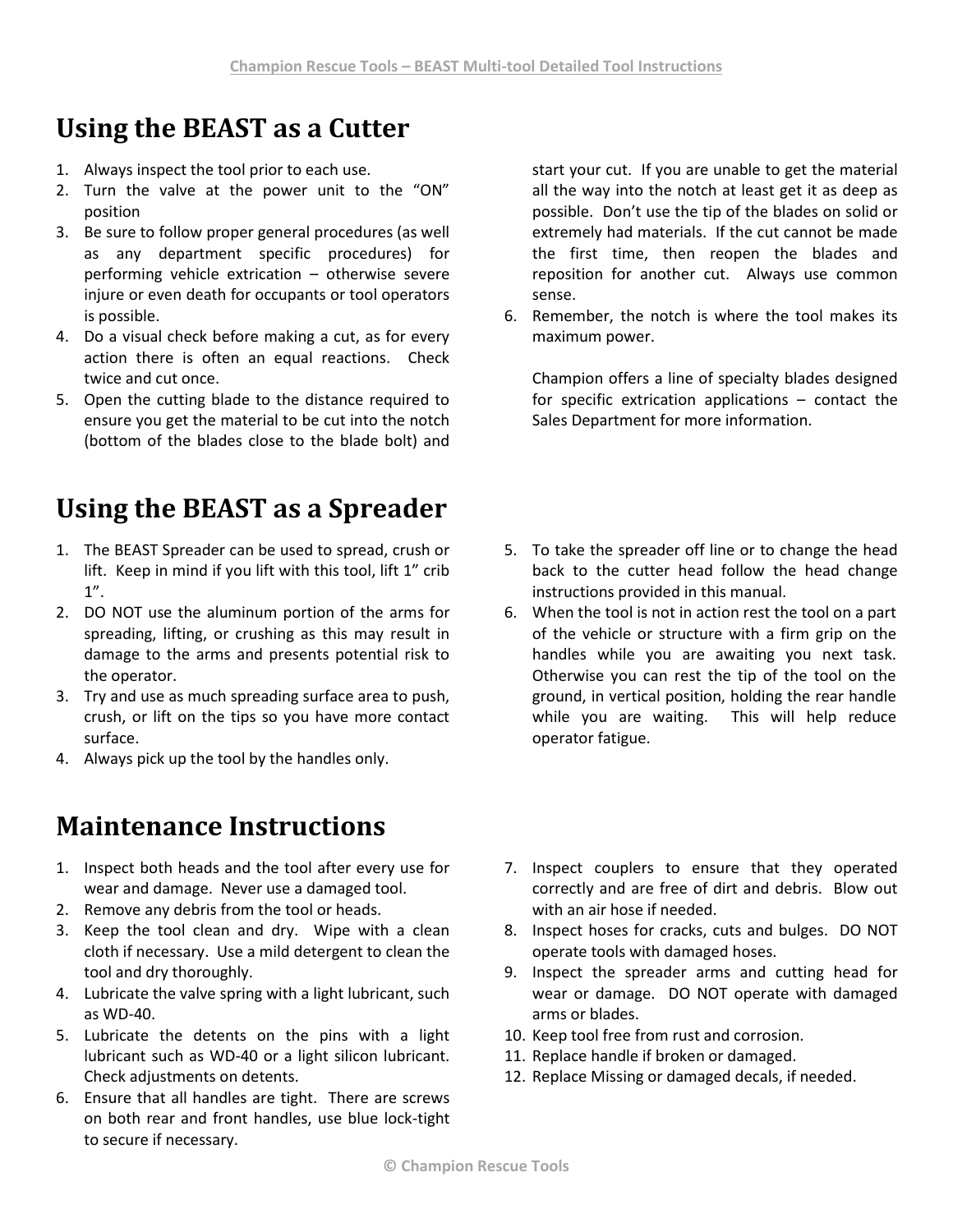## Using the BEAST as a Cutter

1. Always inspect the tool prior to each use.
2. Turn the valve at the power unit to the "ON" position
3. Be sure to follow proper general procedures (as well as any department specific procedures) for performing vehicle extrication – otherwise severe injure or even death for occupants or tool operators is possible.
4. Do a visual check before making a cut, as for every action there is often an equal reactions. Check twice and cut once.
5. Open the cutting blade to the distance required to ensure you get the material to be cut into the notch (bottom of the blades close to the blade bolt) and start your cut. If you are unable to get the material all the way into the notch at least get it as deep as possible. Don't use the tip of the blades on solid or extremely had materials. If the cut cannot be made the first time, then reopen the blades and reposition for another cut. Always use common sense.
6. Remember, the notch is where the tool makes its maximum power.

Champion offers a line of specialty blades designed for specific extrication applications – contact the Sales Department for more information.

## Using the BEAST as a Spreader

1. The BEAST Spreader can be used to spread, crush or lift. Keep in mind if you lift with this tool, lift 1" crib 1".
2. DO NOT use the aluminum portion of the arms for spreading, lifting, or crushing as this may result in damage to the arms and presents potential risk to the operator.
3. Try and use as much spreading surface area to push, crush, or lift on the tips so you have more contact surface.
4. Always pick up the tool by the handles only.
5. To take the spreader off line or to change the head back to the cutter head follow the head change instructions provided in this manual.
6. When the tool is not in action rest the tool on a part of the vehicle or structure with a firm grip on the handles while you are awaiting you next task. Otherwise you can rest the tip of the tool on the ground, in vertical position, holding the rear handle while you are waiting. This will help reduce operator fatigue.

## Maintenance Instructions

1. Inspect both heads and the tool after every use for wear and damage. Never use a damaged tool.
2. Remove any debris from the tool or heads.
3. Keep the tool clean and dry. Wipe with a clean cloth if necessary. Use a mild detergent to clean the tool and dry thoroughly.
4. Lubricate the valve spring with a light lubricant, such as WD-40.
5. Lubricate the detents on the pins with a light lubricant such as WD-40 or a light silicon lubricant. Check adjustments on detents.
6. Ensure that all handles are tight. There are screws on both rear and front handles, use blue lock-tight to secure if necessary.
7. Inspect couplers to ensure that they operated correctly and are free of dirt and debris. Blow out with an air hose if needed.
8. Inspect hoses for cracks, cuts and bulges. DO NOT operate tools with damaged hoses.
9. Inspect the spreader arms and cutting head for wear or damage. DO NOT operate with damaged arms or blades.
10. Keep tool free from rust and corrosion.
11. Replace handle if broken or damaged.
12. Replace Missing or damaged decals, if needed.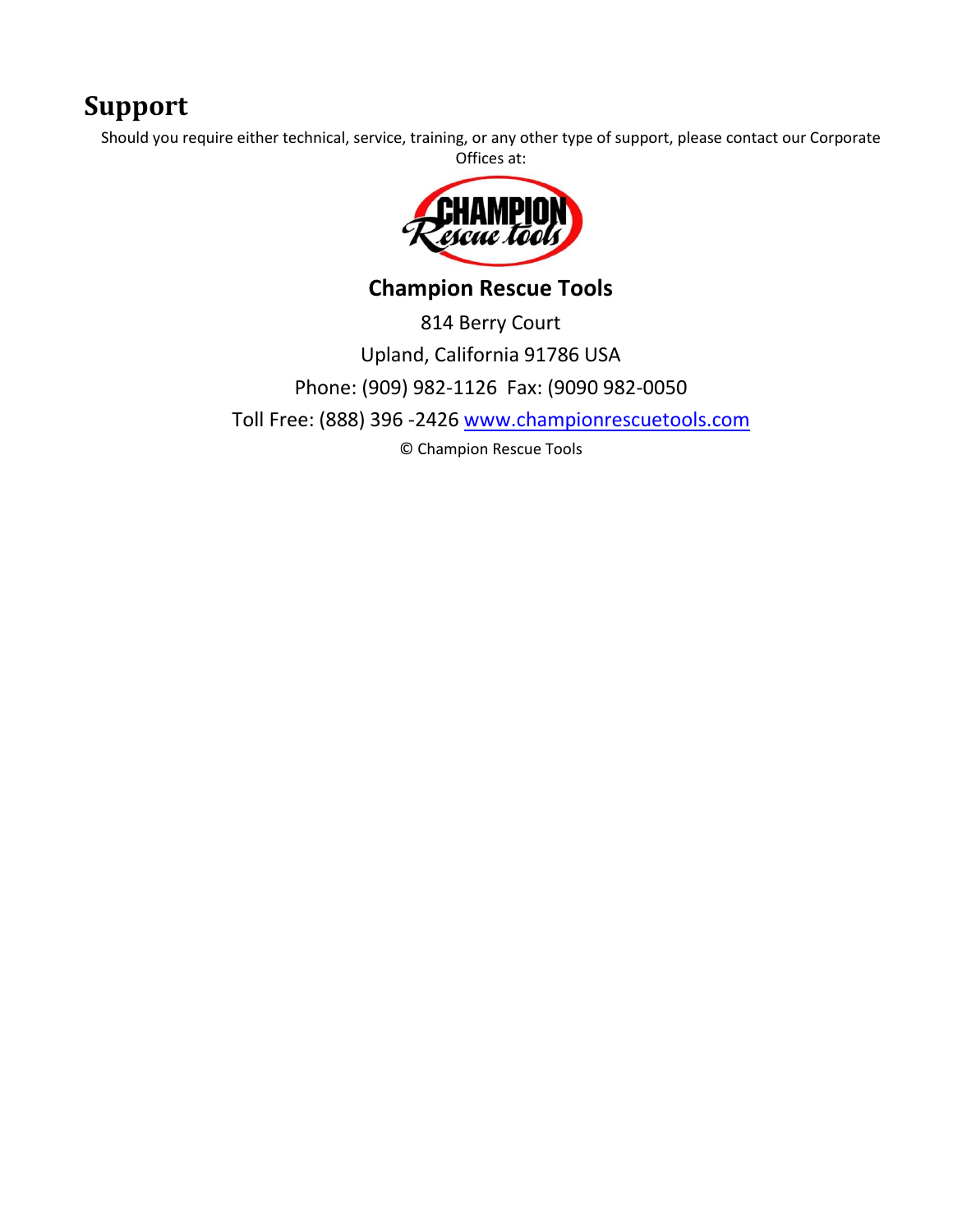# Support

Should you require either technical, service, training, or any other type of support, please contact our Corporate Offices at:

**Champion Rescue Tools**

814 Berry Court

Upland, California 91786 USA

Phone: (909) 982-1126  Fax: (9090 982-0050

Toll Free: (888) 396 -2426 www.championrescuetools.com

© Champion Rescue Tools